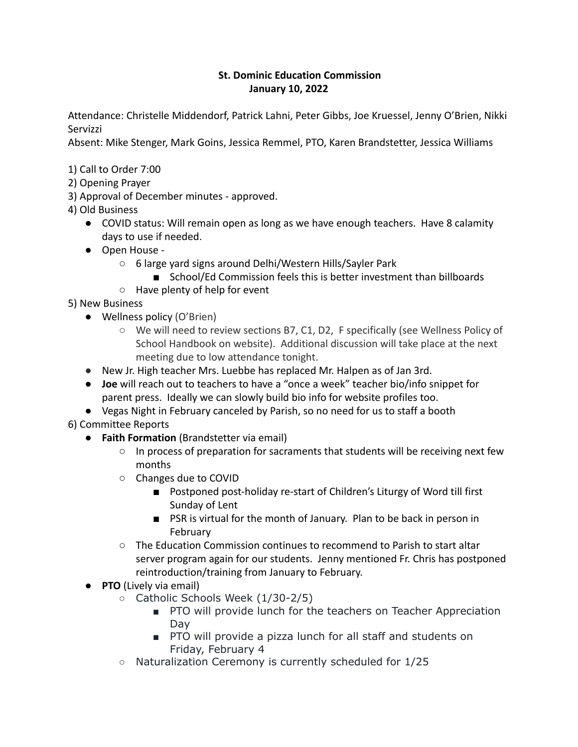**St. Dominic Education Commission**
**January 10, 2022**

Attendance: Christelle Middendorf, Patrick Lahni, Peter Gibbs, Joe Kruessel, Jenny O'Brien, Nikki Servizzi
Absent: Mike Stenger, Mark Goins, Jessica Remmel, PTO, Karen Brandstetter, Jessica Williams

1) Call to Order 7:00
2) Opening Prayer
3) Approval of December minutes - approved.
4) Old Business
   - COVID status: Will remain open as long as we have enough teachers. Have 8 calamity days to use if needed.
   - Open House -
     - 6 large yard signs around Delhi/Western Hills/Sayler Park
       - School/Ed Commission feels this is better investment than billboards
     - Have plenty of help for event
5) New Business
   - Wellness policy (O'Brien)
     - We will need to review sections B7, C1, D2, F specifically (see Wellness Policy of School Handbook on website). Additional discussion will take place at the next meeting due to low attendance tonight.
   - New Jr. High teacher Mrs. Luebbe has replaced Mr. Halpen as of Jan 3rd.
   - **Joe** will reach out to teachers to have a "once a week" teacher bio/info snippet for parent press. Ideally we can slowly build bio info for website profiles too.
   - Vegas Night in February canceled by Parish, so no need for us to staff a booth
6) Committee Reports
   - **Faith Formation** (Brandstetter via email)
     - In process of preparation for sacraments that students will be receiving next few months
     - Changes due to COVID
       - Postponed post-holiday re-start of Children's Liturgy of Word till first Sunday of Lent
       - PSR is virtual for the month of January. Plan to be back in person in February
     - The Education Commission continues to recommend to Parish to start altar server program again for our students. Jenny mentioned Fr. Chris has postponed reintroduction/training from January to February.
   - **PTO** (Lively via email)
     - Catholic Schools Week (1/30-2/5)
       - PTO will provide lunch for the teachers on Teacher Appreciation Day
       - PTO will provide a pizza lunch for all staff and students on Friday, February 4
     - Naturalization Ceremony is currently scheduled for 1/25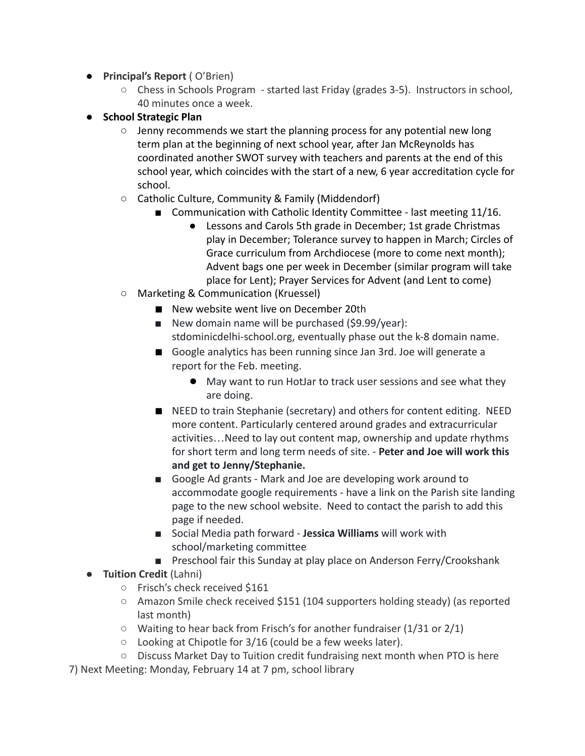- **Principal's Report** ( O'Brien)
  - Chess in Schools Program - started last Friday (grades 3-5). Instructors in school, 40 minutes once a week.
- **School Strategic Plan**
  - Jenny recommends we start the planning process for any potential new long term plan at the beginning of next school year, after Jan McReynolds has coordinated another SWOT survey with teachers and parents at the end of this school year, which coincides with the start of a new, 6 year accreditation cycle for school.
  - Catholic Culture, Community & Family (Middendorf)
    - Communication with Catholic Identity Committee - last meeting 11/16.
      - Lessons and Carols 5th grade in December; 1st grade Christmas play in December; Tolerance survey to happen in March; Circles of Grace curriculum from Archdiocese (more to come next month); Advent bags one per week in December (similar program will take place for Lent); Prayer Services for Advent (and Lent to come)
  - Marketing & Communication (Kruessel)
    - New website went live on December 20th
    - New domain name will be purchased ($9.99/year): stdominicdelhi-school.org, eventually phase out the k-8 domain name.
    - Google analytics has been running since Jan 3rd. Joe will generate a report for the Feb. meeting.
      - May want to run HotJar to track user sessions and see what they are doing.
    - NEED to train Stephanie (secretary) and others for content editing. NEED more content. Particularly centered around grades and extracurricular activities…Need to lay out content map, ownership and update rhythms for short term and long term needs of site. - **Peter and Joe will work this and get to Jenny/Stephanie.**
    - Google Ad grants - Mark and Joe are developing work around to accommodate google requirements - have a link on the Parish site landing page to the new school website. Need to contact the parish to add this page if needed.
    - Social Media path forward - **Jessica Williams** will work with school/marketing committee
    - Preschool fair this Sunday at play place on Anderson Ferry/Crookshank
- **Tuition Credit** (Lahni)
  - Frisch's check received $161
  - Amazon Smile check received $151 (104 supporters holding steady) (as reported last month)
  - Waiting to hear back from Frisch's for another fundraiser (1/31 or 2/1)
  - Looking at Chipotle for 3/16 (could be a few weeks later).
  - Discuss Market Day to Tuition credit fundraising next month when PTO is here

7) Next Meeting: Monday, February 14 at 7 pm, school library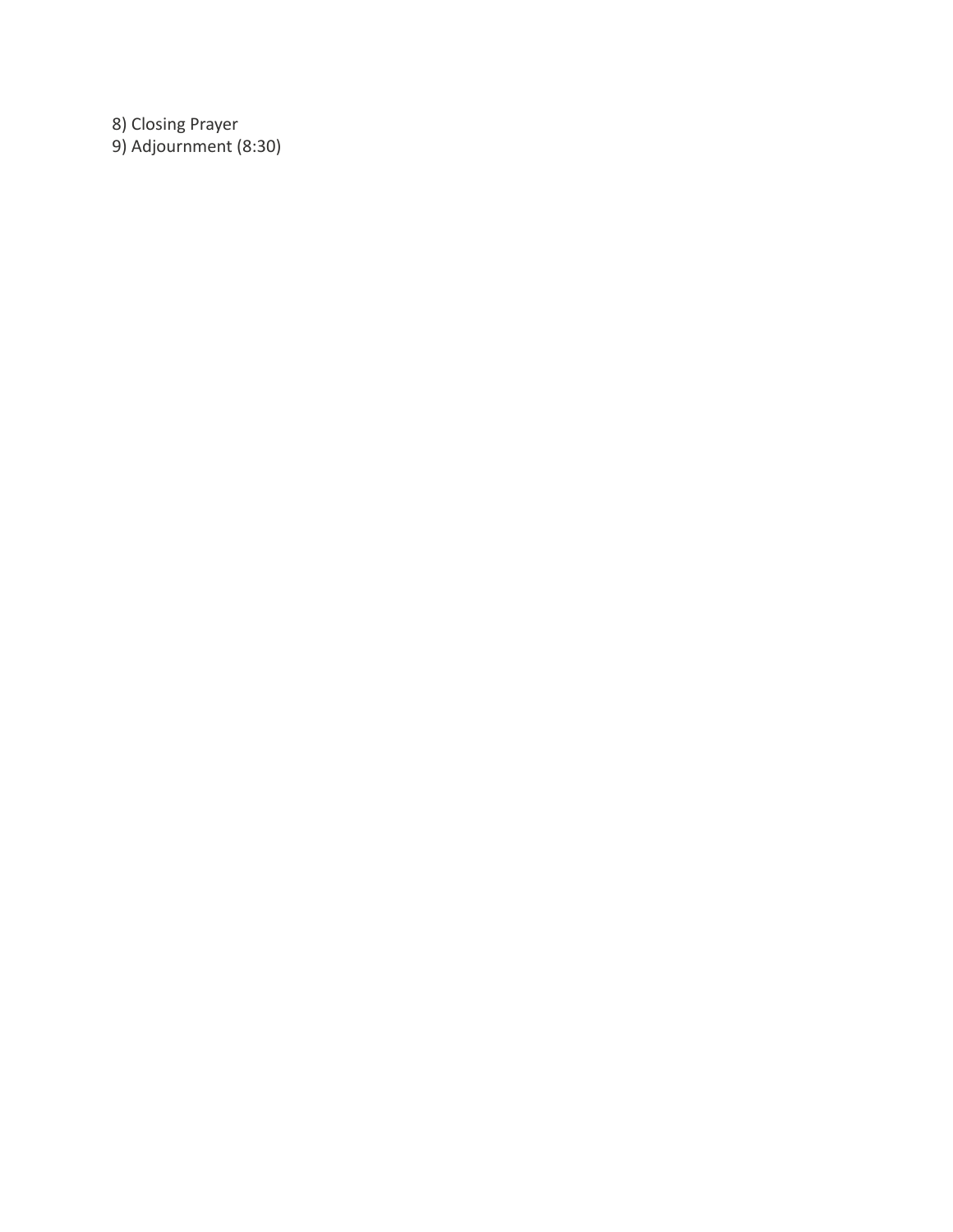8) Closing Prayer
9) Adjournment (8:30)